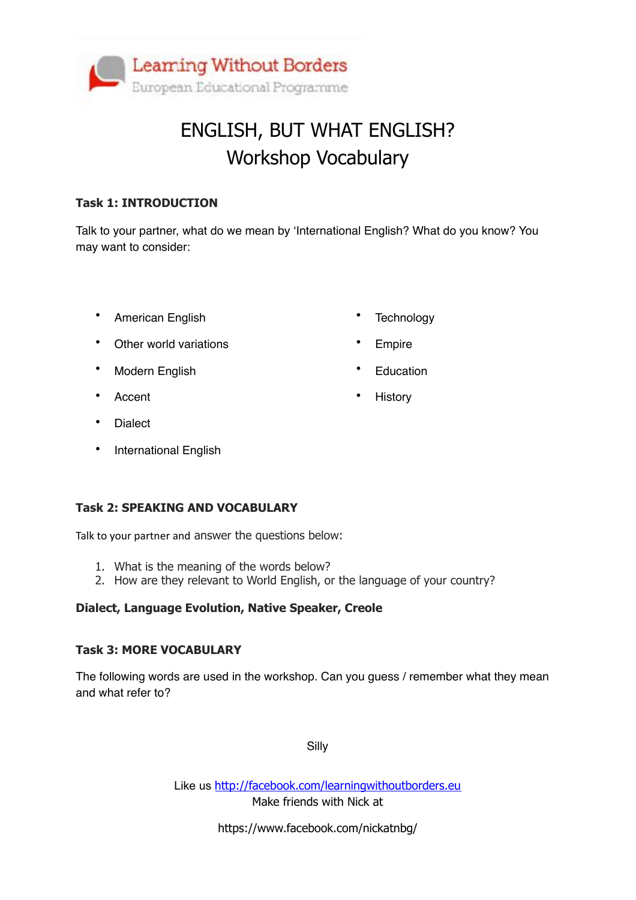Learning Without Borders
European Educational Programme

# ENGLISH, BUT WHAT ENGLISH?
## Workshop Vocabulary

### Task 1: INTRODUCTION

Talk to your partner, what do we mean by 'International English? What do you know? You may want to consider:

- American English
- Other world variations
- Modern English
- Accent
- Dialect
- International English
- Technology
- Empire
- Education
- History

### Task 2: SPEAKING AND VOCABULARY

Talk to your partner and answer the questions below:

1. What is the meaning of the words below?
2. How are they relevant to World English, or the language of your country?

**Dialect, Language Evolution, Native Speaker, Creole**

### Task 3: MORE VOCABULARY

The following words are used in the workshop. Can you guess / remember what they mean and what refer to?

Silly

Like us http://facebook.com/learningwithoutborders.eu
Make friends with Nick at

https://www.facebook.com/nickatnbg/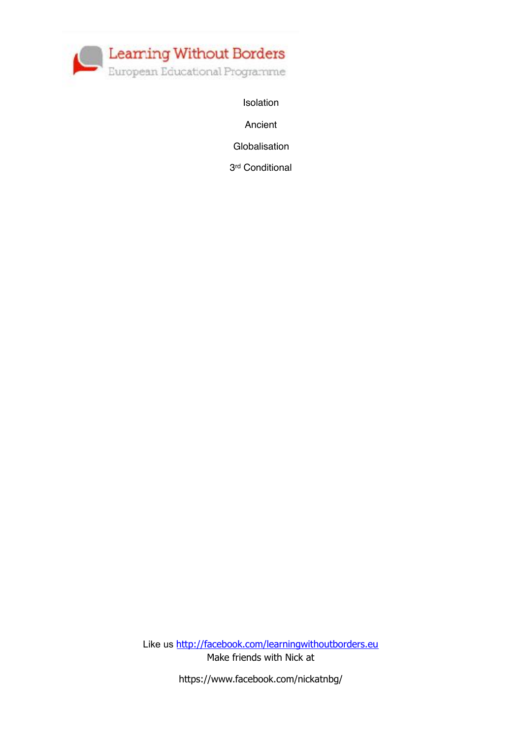Learning Without Borders
European Educational Programme

Isolation

Ancient

Globalisation

3rd Conditional

Like us http://facebook.com/learningwithoutborders.eu
Make friends with Nick at

https://www.facebook.com/nickatnbg/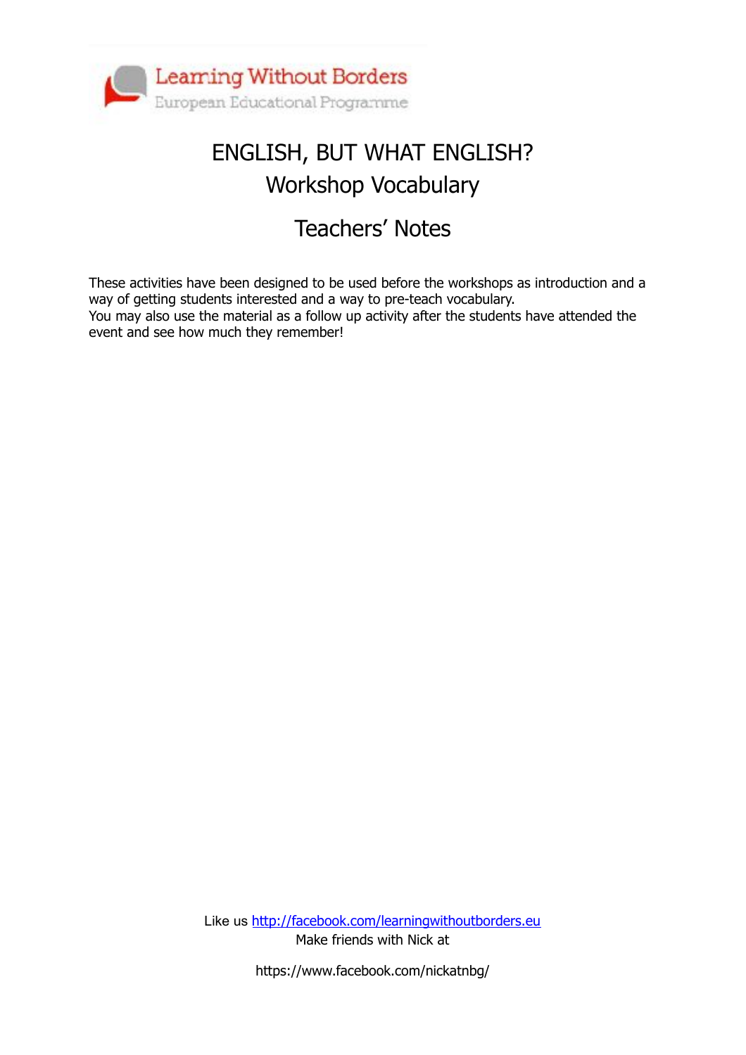Learning Without Borders
European Educational Programme

# ENGLISH, BUT WHAT ENGLISH?

## Workshop Vocabulary

## Teachers' Notes

These activities have been designed to be used before the workshops as introduction and a way of getting students interested and a way to pre-teach vocabulary.
You may also use the material as a follow up activity after the students have attended the event and see how much they remember!

Like us http://facebook.com/learningwithoutborders.eu
Make friends with Nick at

https://www.facebook.com/nickatnbg/